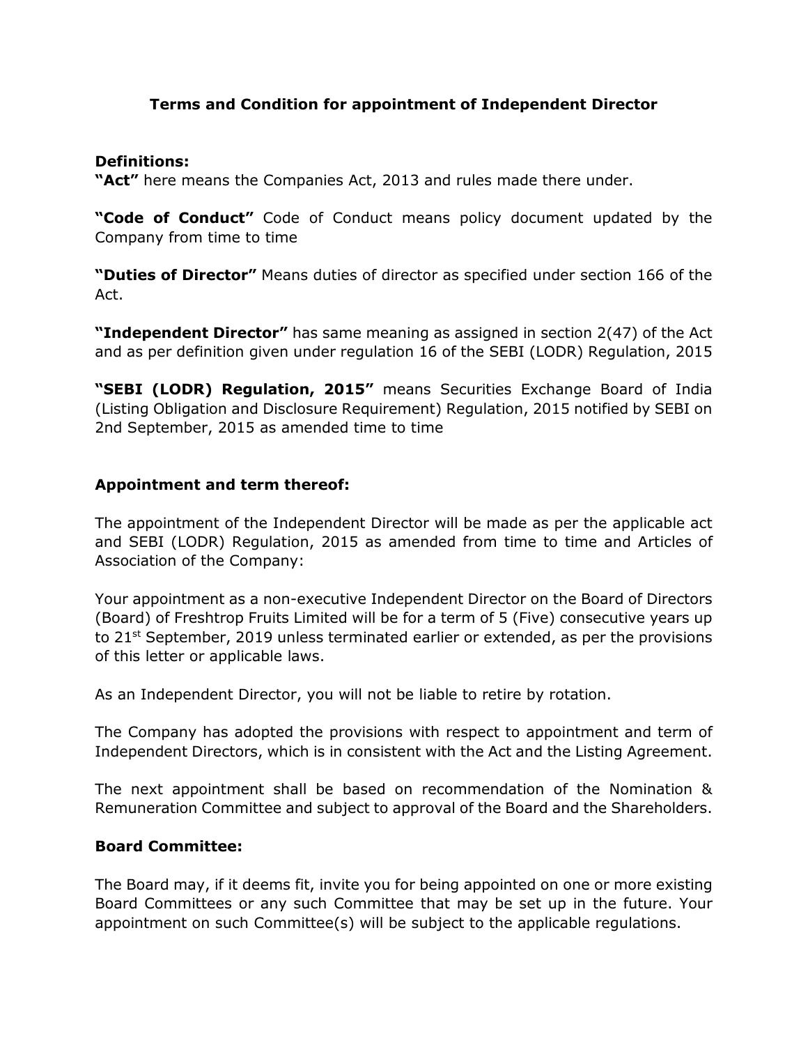# Terms and Condition for appointment of Independent Director

**Definitions:**

**"Act"** here means the Companies Act, 2013 and rules made there under.

**"Code of Conduct"** Code of Conduct means policy document updated by the Company from time to time

**"Duties of Director"** Means duties of director as specified under section 166 of the Act.

**"Independent Director"** has same meaning as assigned in section 2(47) of the Act and as per definition given under regulation 16 of the SEBI (LODR) Regulation, 2015

**"SEBI (LODR) Regulation, 2015"** means Securities Exchange Board of India (Listing Obligation and Disclosure Requirement) Regulation, 2015 notified by SEBI on 2nd September, 2015 as amended time to time

## Appointment and term thereof:

The appointment of the Independent Director will be made as per the applicable act and SEBI (LODR) Regulation, 2015 as amended from time to time and Articles of Association of the Company:

Your appointment as a non-executive Independent Director on the Board of Directors (Board) of Freshtrop Fruits Limited will be for a term of 5 (Five) consecutive years up to 21st September, 2019 unless terminated earlier or extended, as per the provisions of this letter or applicable laws.

As an Independent Director, you will not be liable to retire by rotation.

The Company has adopted the provisions with respect to appointment and term of Independent Directors, which is in consistent with the Act and the Listing Agreement.

The next appointment shall be based on recommendation of the Nomination & Remuneration Committee and subject to approval of the Board and the Shareholders.

## Board Committee:

The Board may, if it deems fit, invite you for being appointed on one or more existing Board Committees or any such Committee that may be set up in the future. Your appointment on such Committee(s) will be subject to the applicable regulations.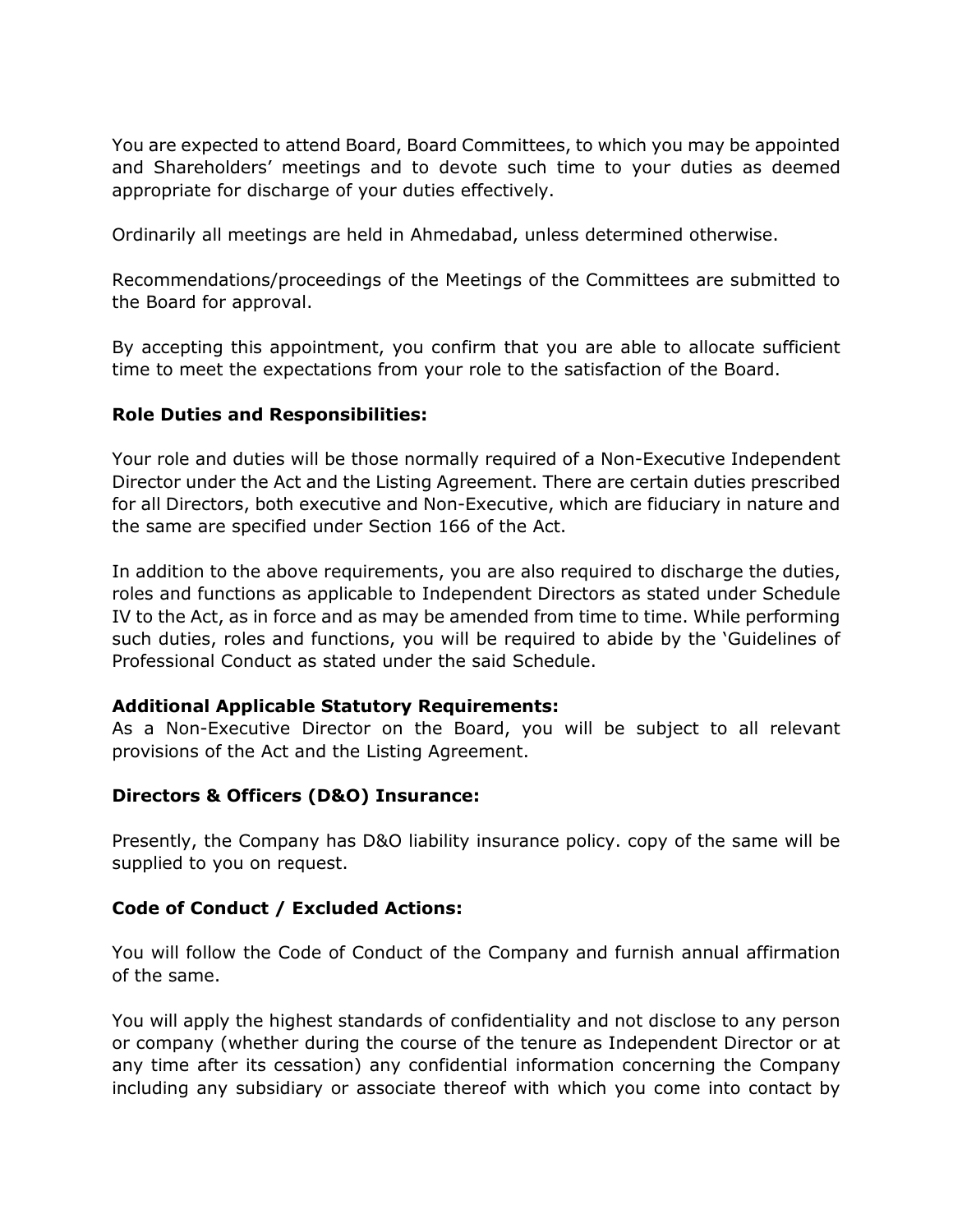You are expected to attend Board, Board Committees, to which you may be appointed and Shareholders' meetings and to devote such time to your duties as deemed appropriate for discharge of your duties effectively.

Ordinarily all meetings are held in Ahmedabad, unless determined otherwise.

Recommendations/proceedings of the Meetings of the Committees are submitted to the Board for approval.

By accepting this appointment, you confirm that you are able to allocate sufficient time to meet the expectations from your role to the satisfaction of the Board.

**Role Duties and Responsibilities:**

Your role and duties will be those normally required of a Non-Executive Independent Director under the Act and the Listing Agreement. There are certain duties prescribed for all Directors, both executive and Non-Executive, which are fiduciary in nature and the same are specified under Section 166 of the Act.

In addition to the above requirements, you are also required to discharge the duties, roles and functions as applicable to Independent Directors as stated under Schedule IV to the Act, as in force and as may be amended from time to time. While performing such duties, roles and functions, you will be required to abide by the 'Guidelines of Professional Conduct as stated under the said Schedule.

**Additional Applicable Statutory Requirements:**
As a Non-Executive Director on the Board, you will be subject to all relevant provisions of the Act and the Listing Agreement.

**Directors & Officers (D&O) Insurance:**

Presently, the Company has D&O liability insurance policy. copy of the same will be supplied to you on request.

**Code of Conduct / Excluded Actions:**

You will follow the Code of Conduct of the Company and furnish annual affirmation of the same.

You will apply the highest standards of confidentiality and not disclose to any person or company (whether during the course of the tenure as Independent Director or at any time after its cessation) any confidential information concerning the Company including any subsidiary or associate thereof with which you come into contact by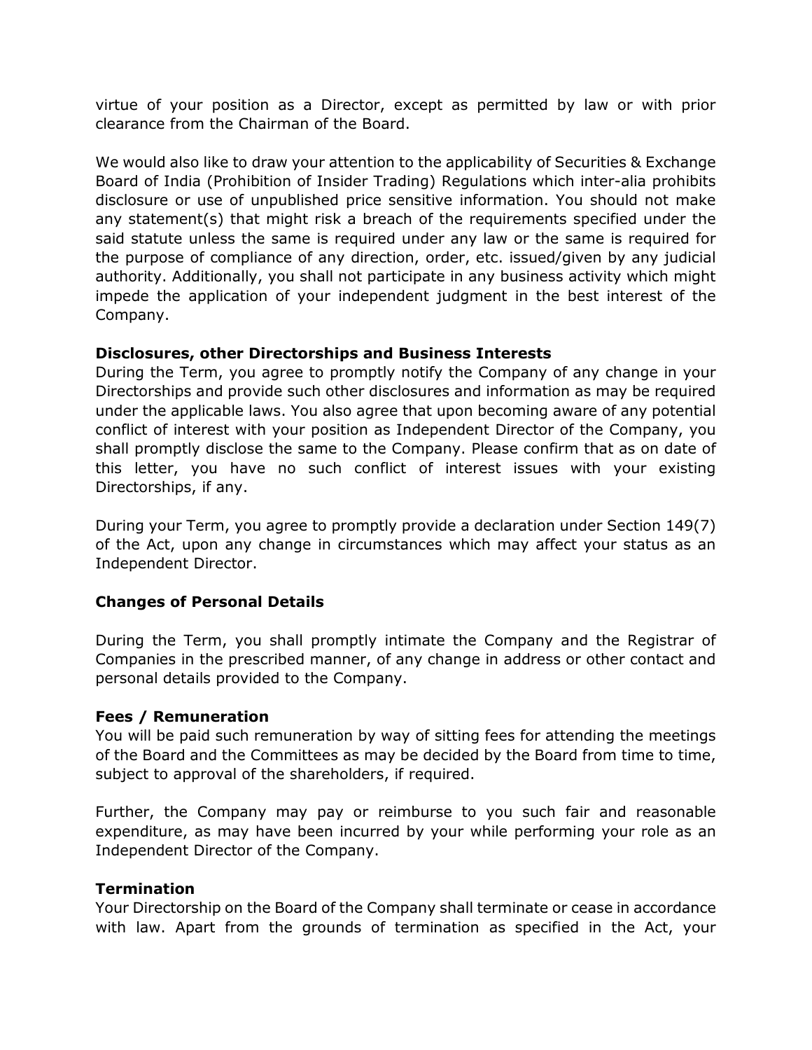virtue of your position as a Director, except as permitted by law or with prior clearance from the Chairman of the Board.

We would also like to draw your attention to the applicability of Securities & Exchange Board of India (Prohibition of Insider Trading) Regulations which inter-alia prohibits disclosure or use of unpublished price sensitive information. You should not make any statement(s) that might risk a breach of the requirements specified under the said statute unless the same is required under any law or the same is required for the purpose of compliance of any direction, order, etc. issued/given by any judicial authority. Additionally, you shall not participate in any business activity which might impede the application of your independent judgment in the best interest of the Company.

**Disclosures, other Directorships and Business Interests**

During the Term, you agree to promptly notify the Company of any change in your Directorships and provide such other disclosures and information as may be required under the applicable laws. You also agree that upon becoming aware of any potential conflict of interest with your position as Independent Director of the Company, you shall promptly disclose the same to the Company. Please confirm that as on date of this letter, you have no such conflict of interest issues with your existing Directorships, if any.

During your Term, you agree to promptly provide a declaration under Section 149(7) of the Act, upon any change in circumstances which may affect your status as an Independent Director.

**Changes of Personal Details**

During the Term, you shall promptly intimate the Company and the Registrar of Companies in the prescribed manner, of any change in address or other contact and personal details provided to the Company.

**Fees / Remuneration**

You will be paid such remuneration by way of sitting fees for attending the meetings of the Board and the Committees as may be decided by the Board from time to time, subject to approval of the shareholders, if required.

Further, the Company may pay or reimburse to you such fair and reasonable expenditure, as may have been incurred by your while performing your role as an Independent Director of the Company.

**Termination**

Your Directorship on the Board of the Company shall terminate or cease in accordance with law. Apart from the grounds of termination as specified in the Act, your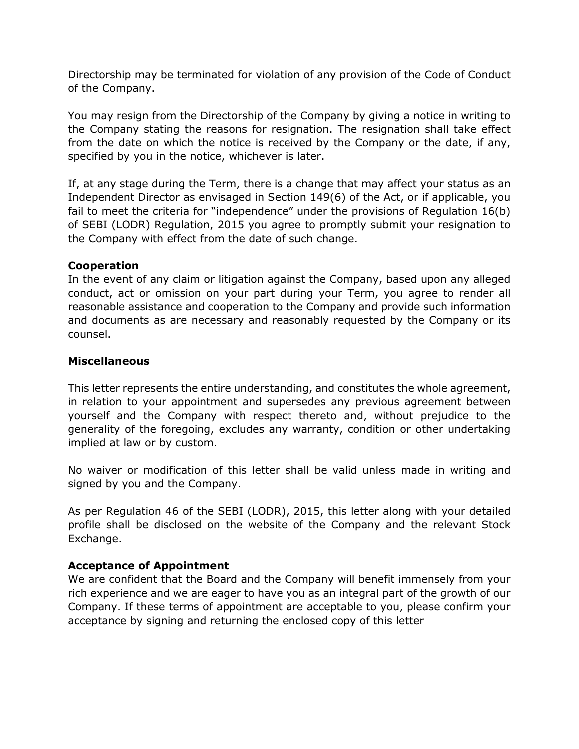Directorship may be terminated for violation of any provision of the Code of Conduct of the Company.

You may resign from the Directorship of the Company by giving a notice in writing to the Company stating the reasons for resignation. The resignation shall take effect from the date on which the notice is received by the Company or the date, if any, specified by you in the notice, whichever is later.

If, at any stage during the Term, there is a change that may affect your status as an Independent Director as envisaged in Section 149(6) of the Act, or if applicable, you fail to meet the criteria for "independence" under the provisions of Regulation 16(b) of SEBI (LODR) Regulation, 2015 you agree to promptly submit your resignation to the Company with effect from the date of such change.

**Cooperation**

In the event of any claim or litigation against the Company, based upon any alleged conduct, act or omission on your part during your Term, you agree to render all reasonable assistance and cooperation to the Company and provide such information and documents as are necessary and reasonably requested by the Company or its counsel.

**Miscellaneous**

This letter represents the entire understanding, and constitutes the whole agreement, in relation to your appointment and supersedes any previous agreement between yourself and the Company with respect thereto and, without prejudice to the generality of the foregoing, excludes any warranty, condition or other undertaking implied at law or by custom.

No waiver or modification of this letter shall be valid unless made in writing and signed by you and the Company.

As per Regulation 46 of the SEBI (LODR), 2015, this letter along with your detailed profile shall be disclosed on the website of the Company and the relevant Stock Exchange.

**Acceptance of Appointment**

We are confident that the Board and the Company will benefit immensely from your rich experience and we are eager to have you as an integral part of the growth of our Company. If these terms of appointment are acceptable to you, please confirm your acceptance by signing and returning the enclosed copy of this letter